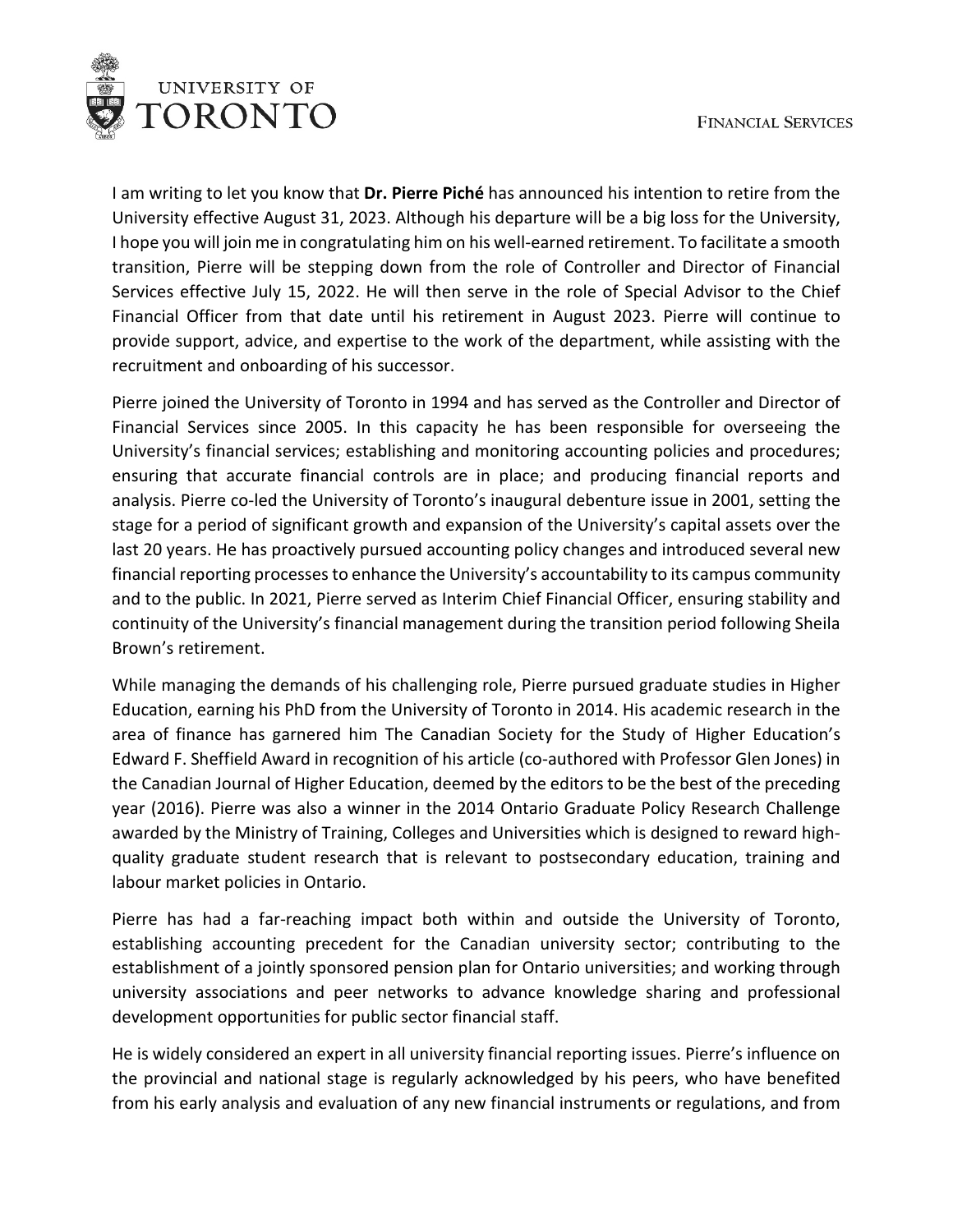UNIVERSITY OF TORONTO

FINANCIAL SERVICES

I am writing to let you know that **Dr. Pierre Piché** has announced his intention to retire from the University effective August 31, 2023. Although his departure will be a big loss for the University, I hope you will join me in congratulating him on his well-earned retirement. To facilitate a smooth transition, Pierre will be stepping down from the role of Controller and Director of Financial Services effective July 15, 2022. He will then serve in the role of Special Advisor to the Chief Financial Officer from that date until his retirement in August 2023. Pierre will continue to provide support, advice, and expertise to the work of the department, while assisting with the recruitment and onboarding of his successor.

Pierre joined the University of Toronto in 1994 and has served as the Controller and Director of Financial Services since 2005. In this capacity he has been responsible for overseeing the University's financial services; establishing and monitoring accounting policies and procedures; ensuring that accurate financial controls are in place; and producing financial reports and analysis. Pierre co-led the University of Toronto's inaugural debenture issue in 2001, setting the stage for a period of significant growth and expansion of the University's capital assets over the last 20 years. He has proactively pursued accounting policy changes and introduced several new financial reporting processes to enhance the University's accountability to its campus community and to the public. In 2021, Pierre served as Interim Chief Financial Officer, ensuring stability and continuity of the University's financial management during the transition period following Sheila Brown's retirement.

While managing the demands of his challenging role, Pierre pursued graduate studies in Higher Education, earning his PhD from the University of Toronto in 2014. His academic research in the area of finance has garnered him The Canadian Society for the Study of Higher Education's Edward F. Sheffield Award in recognition of his article (co-authored with Professor Glen Jones) in the Canadian Journal of Higher Education, deemed by the editors to be the best of the preceding year (2016). Pierre was also a winner in the 2014 Ontario Graduate Policy Research Challenge awarded by the Ministry of Training, Colleges and Universities which is designed to reward high-quality graduate student research that is relevant to postsecondary education, training and labour market policies in Ontario.

Pierre has had a far-reaching impact both within and outside the University of Toronto, establishing accounting precedent for the Canadian university sector; contributing to the establishment of a jointly sponsored pension plan for Ontario universities; and working through university associations and peer networks to advance knowledge sharing and professional development opportunities for public sector financial staff.

He is widely considered an expert in all university financial reporting issues. Pierre's influence on the provincial and national stage is regularly acknowledged by his peers, who have benefited from his early analysis and evaluation of any new financial instruments or regulations, and from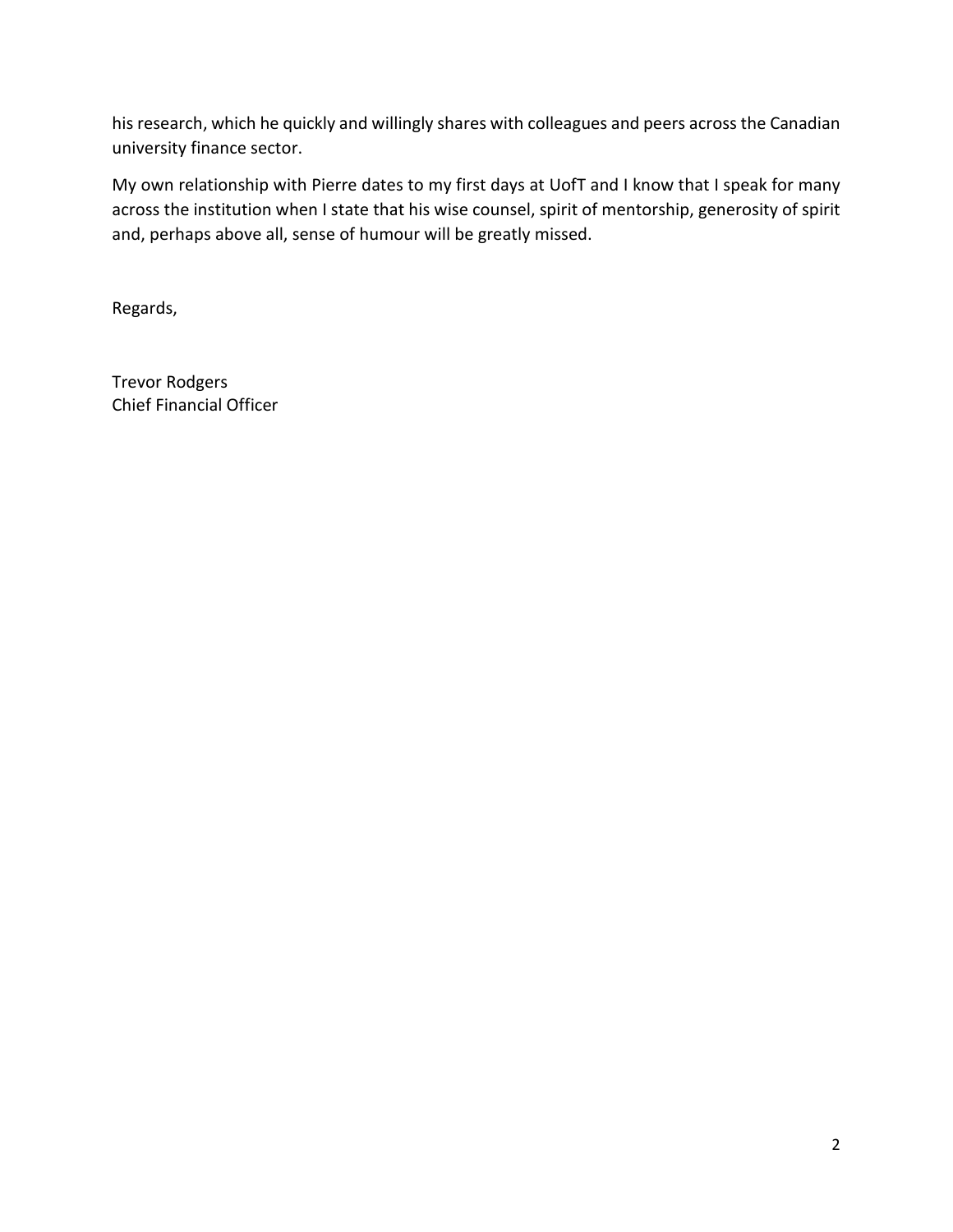his research, which he quickly and willingly shares with colleagues and peers across the Canadian university finance sector.

My own relationship with Pierre dates to my first days at UofT and I know that I speak for many across the institution when I state that his wise counsel, spirit of mentorship, generosity of spirit and, perhaps above all, sense of humour will be greatly missed.

Regards,

Trevor Rodgers
Chief Financial Officer